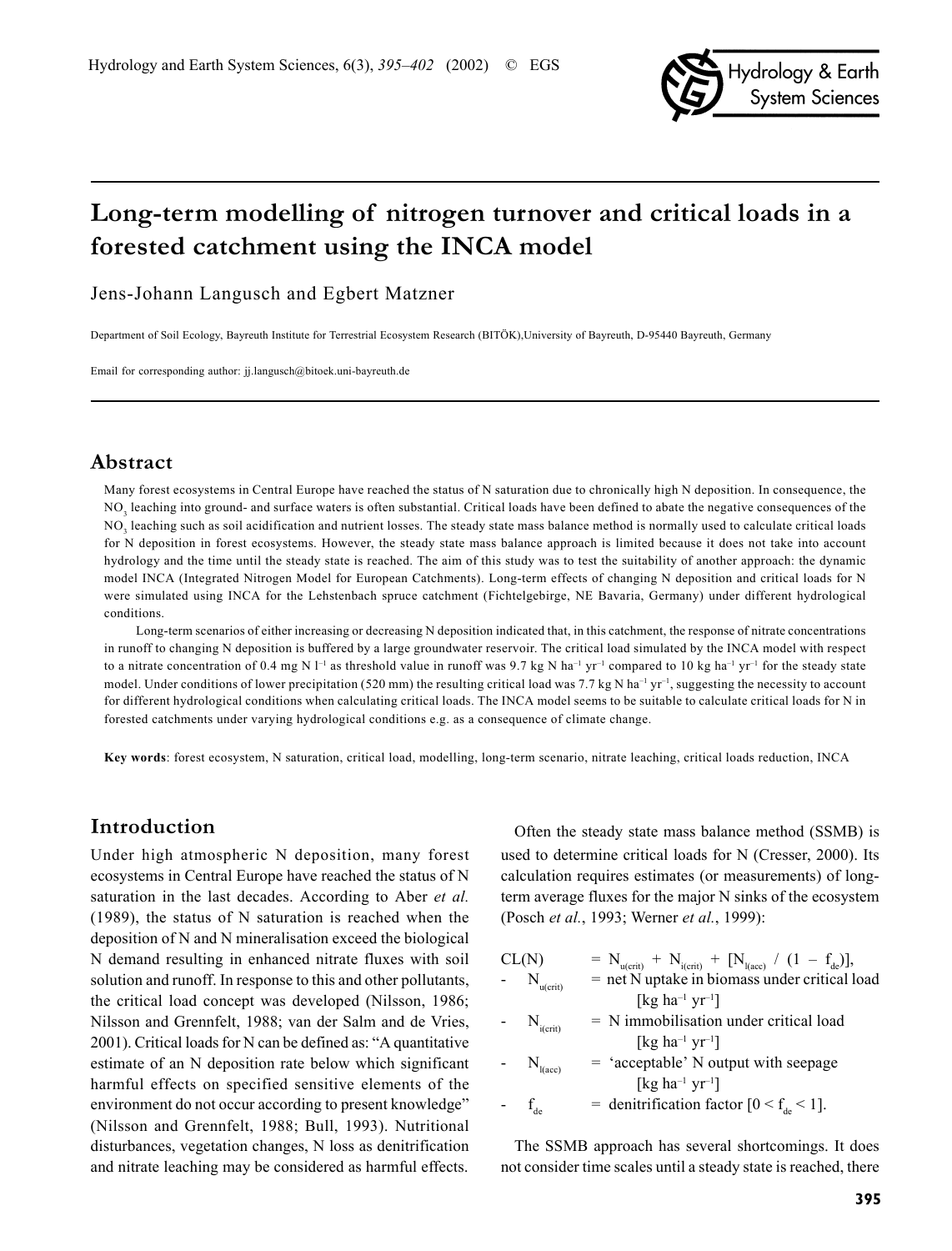# Long-term modelling of nitrogen turnover and critical loads in a forested catchment using the INCA model

Jens-Johann Langusch and Egbert Matzner

Department of Soil Ecology, Bayreuth Institute for Terrestrial Ecosystem Research (BITÖK),University of Bayreuth, D-95440 Bayreuth, Germany

Email for corresponding author: jj.langusch@bitoek.uni-bayreuth.de

## Abstract

Many forest ecosystems in Central Europe have reached the status of N saturation due to chronically high N deposition. In consequence, the $NO_3$ leaching into ground- and surface waters is often substantial. Critical loads have been defined to abate the negative consequences of the $NO_3$ leaching such as soil acidification and nutrient losses. The steady state mass balance method is normally used to calculate critical loads for N deposition in forest ecosystems. However, the steady state mass balance approach is limited because it does not take into account hydrology and the time until the steady state is reached. The aim of this study was to test the suitability of another approach: the dynamic model INCA (Integrated Nitrogen Model for European Catchments). Long-term effects of changing N deposition and critical loads for N were simulated using INCA for the Lehstenbach spruce catchment (Fichtelgebirge, NE Bavaria, Germany) under different hydrological conditions.

Long-term scenarios of either increasing or decreasing N deposition indicated that, in this catchment, the response of nitrate concentrations in runoff to changing N deposition is buffered by a large groundwater reservoir. The critical load simulated by the INCA model with respect to a nitrate concentration of 0.4 mg N $l^{-1}$ as threshold value in runoff was 9.7 kg N $ha^{-1}$ $yr^{-1}$ compared to 10 kg $ha^{-1}$ $yr^{-1}$ for the steady state model. Under conditions of lower precipitation (520 mm) the resulting critical load was 7.7 kg N $ha^{-1}$ $yr^{-1}$, suggesting the necessity to account for different hydrological conditions when calculating critical loads. The INCA model seems to be suitable to calculate critical loads for N in forested catchments under varying hydrological conditions e.g. as a consequence of climate change.

**Key words**: forest ecosystem, N saturation, critical load, modelling, long-term scenario, nitrate leaching, critical loads reduction, INCA

## Introduction

Under high atmospheric N deposition, many forest ecosystems in Central Europe have reached the status of N saturation in the last decades. According to Aber *et al.* (1989), the status of N saturation is reached when the deposition of N and N mineralisation exceed the biological N demand resulting in enhanced nitrate fluxes with soil solution and runoff. In response to this and other pollutants, the critical load concept was developed (Nilsson, 1986; Nilsson and Grennfelt, 1988; van der Salm and de Vries, 2001). Critical loads for N can be defined as: "A quantitative estimate of an N deposition rate below which significant harmful effects on specified sensitive elements of the environment do not occur according to present knowledge" (Nilsson and Grennfelt, 1988; Bull, 1993). Nutritional disturbances, vegetation changes, N loss as denitrification and nitrate leaching may be considered as harmful effects.

Often the steady state mass balance method (SSMB) is used to determine critical loads for N (Cresser, 2000). Its calculation requires estimates (or measurements) of long-term average fluxes for the major N sinks of the ecosystem (Posch *et al.*, 1993; Werner *et al.*, 1999):

$$CL(N) = N_{u(crit)} + N_{i(crit)} + [N_{l(acc)} / (1 - f_{de})],$$

- $N_{u(crit)}$ = net N uptake in biomass under critical load [kg $ha^{-1}$ $yr^{-1}$]
- $N_{i(crit)}$ = N immobilisation under critical load [kg $ha^{-1}$ $yr^{-1}$]
- $N_{l(acc)}$ = 'acceptable' N output with seepage [kg $ha^{-1}$ $yr^{-1}$]
- $f_{de}$ = denitrification factor [$0 < f_{de} < 1$].

The SSMB approach has several shortcomings. It does not consider time scales until a steady state is reached, there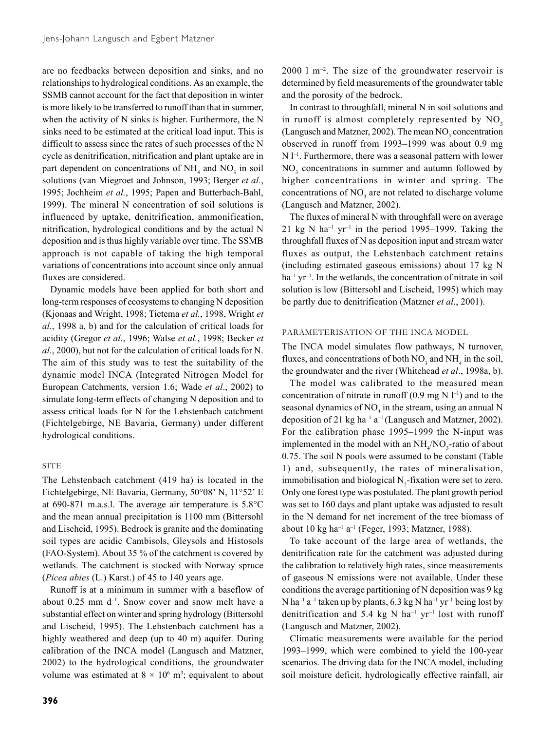are no feedbacks between deposition and sinks, and no relationships to hydrological conditions. As an example, the SSMB cannot account for the fact that deposition in winter is more likely to be transferred to runoff than that in summer, when the activity of N sinks is higher. Furthermore, the N sinks need to be estimated at the critical load input. This is difficult to assess since the rates of such processes of the N cycle as denitrification, nitrification and plant uptake are in part dependent on concentrations of $NH_4$ and $NO_3$ in soil solutions (van Miegroet and Johnson, 1993; Berger *et al.*, 1995; Jochheim *et al.*, 1995; Papen and Butterbach-Bahl, 1999). The mineral N concentration of soil solutions is influenced by uptake, denitrification, ammonification, nitrification, hydrological conditions and by the actual N deposition and is thus highly variable over time. The SSMB approach is not capable of taking the high temporal variations of concentrations into account since only annual fluxes are considered.

Dynamic models have been applied for both short and long-term responses of ecosystems to changing N deposition (Kjonaas and Wright, 1998; Tietema *et al.*, 1998, Wright *et al.*, 1998 a, b) and for the calculation of critical loads for acidity (Gregor *et al.*, 1996; Walse *et al.*, 1998; Becker *et al.*, 2000), but not for the calculation of critical loads for N. The aim of this study was to test the suitability of the dynamic model INCA (Integrated Nitrogen Model for European Catchments, version 1.6; Wade *et al*., 2002) to simulate long-term effects of changing N deposition and to assess critical loads for N for the Lehstenbach catchment (Fichtelgebirge, NE Bavaria, Germany) under different hydrological conditions.

## SITE

The Lehstenbach catchment (419 ha) is located in the Fichtelgebirge, NE Bavaria, Germany, 50°08' N, 11°52' E at 690-871 m.a.s.l. The average air temperature is 5.8°C and the mean annual precipitation is 1100 mm (Bittersohl and Lischeid, 1995). Bedrock is granite and the dominating soil types are acidic Cambisols, Gleysols and Histosols (FAO-System). About 35 % of the catchment is covered by wetlands. The catchment is stocked with Norway spruce (*Picea abies* (L.) Karst.) of 45 to 140 years age.

Runoff is at a minimum in summer with a baseflow of about 0.25 mm $d^{-1}$. Snow cover and snow melt have a substantial effect on winter and spring hydrology (Bittersohl and Lischeid, 1995). The Lehstenbach catchment has a highly weathered and deep (up to 40 m) aquifer. During calibration of the INCA model (Langusch and Matzner, 2002) to the hydrological conditions, the groundwater volume was estimated at $8 \times 10^6$ $m^3$; equivalent to about 2000 l $m^{-2}$. The size of the groundwater reservoir is determined by field measurements of the groundwater table and the porosity of the bedrock.

In contrast to throughfall, mineral N in soil solutions and in runoff is almost completely represented by $NO_3$ (Langusch and Matzner, 2002). The mean $NO_3$ concentration observed in runoff from 1993–1999 was about 0.9 mg N $l^{-1}$. Furthermore, there was a seasonal pattern with lower $NO_3$ concentrations in summer and autumn followed by higher concentrations in winter and spring. The concentrations of $NO_3$ are not related to discharge volume (Langusch and Matzner, 2002).

The fluxes of mineral N with throughfall were on average 21 kg N $ha^{-1}$ $yr^{-1}$ in the period 1995–1999. Taking the throughfall fluxes of N as deposition input and stream water fluxes as output, the Lehstenbach catchment retains (including estimated gaseous emissions) about 17 kg N $ha^{-1}$ $yr^{-1}$. In the wetlands, the concentration of nitrate in soil solution is low (Bittersohl and Lischeid, 1995) which may be partly due to denitrification (Matzner *et al*., 2001).

## PARAMETERISATION OF THE INCA MODEL

The INCA model simulates flow pathways, N turnover, fluxes, and concentrations of both $NO_3$ and $NH_4$ in the soil, the groundwater and the river (Whitehead *et al*., 1998a, b).

The model was calibrated to the measured mean concentration of nitrate in runoff (0.9 mg N $l^{-1}$) and to the seasonal dynamics of $NO_3$ in the stream, using an annual N deposition of 21 kg $ha^{-1}$ $a^{-1}$ (Langusch and Matzner, 2002). For the calibration phase 1995–1999 the N-input was implemented in the model with an $NH_4/NO_3$-ratio of about 0.75. The soil N pools were assumed to be constant (Table 1) and, subsequently, the rates of mineralisation, immobilisation and biological $N_2$-fixation were set to zero. Only one forest type was postulated. The plant growth period was set to 160 days and plant uptake was adjusted to result in the N demand for net increment of the tree biomass of about 10 kg $ha^{-1}$ $a^{-1}$ (Feger, 1993; Matzner, 1988).

To take account of the large area of wetlands, the denitrification rate for the catchment was adjusted during the calibration to relatively high rates, since measurements of gaseous N emissions were not available. Under these conditions the average partitioning of N deposition was 9 kg N $ha^{-1}$ $a^{-1}$ taken up by plants, 6.3 kg N $ha^{-1}$ $yr^{-1}$ being lost by denitrification and 5.4 kg N $ha^{-1}$ $yr^{-1}$ lost with runoff (Langusch and Matzner, 2002).

Climatic measurements were available for the period 1993–1999, which were combined to yield the 100-year scenarios. The driving data for the INCA model, including soil moisture deficit, hydrologically effective rainfall, air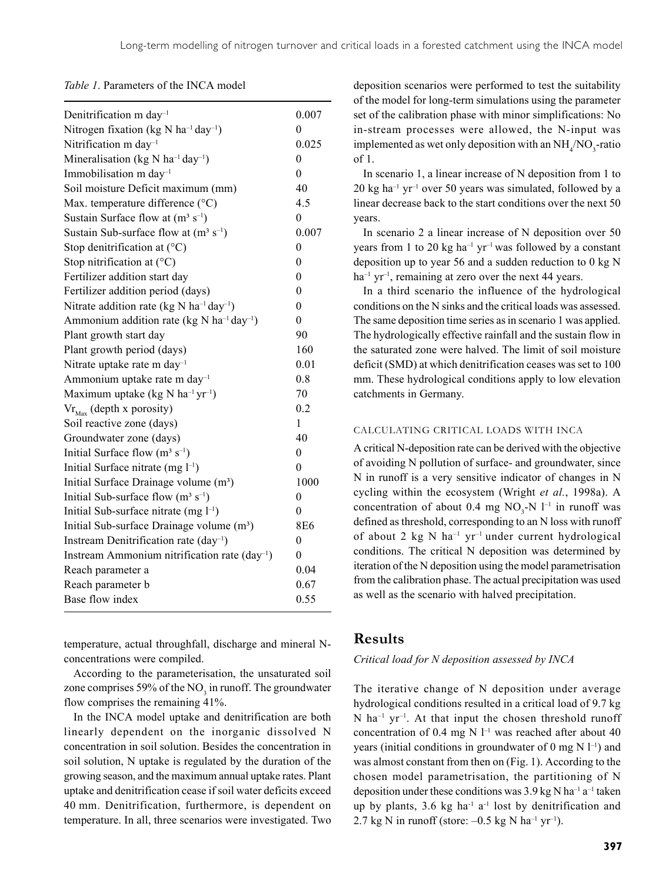*Table 1*. Parameters of the INCA model

| | |
|---|---|
| Denitrification m day$^{-1}$ | 0.007 |
| Nitrogen fixation (kg N ha$^{-1}$ day$^{-1}$) | 0 |
| Nitrification m day$^{-1}$ | 0.025 |
| Mineralisation (kg N ha$^{-1}$ day$^{-1}$) | 0 |
| Immobilisation m day$^{-1}$ | 0 |
| Soil moisture Deficit maximum (mm) | 40 |
| Max. temperature difference (°C) | 4.5 |
| Sustain Surface flow at (m³ s$^{-1}$) | 0 |
| Sustain Sub-surface flow at (m³ s$^{-1}$) | 0.007 |
| Stop denitrification at (°C) | 0 |
| Stop nitrification at (°C) | 0 |
| Fertilizer addition start day | 0 |
| Fertilizer addition period (days) | 0 |
| Nitrate addition rate (kg N ha$^{-1}$ day$^{-1}$) | 0 |
| Ammonium addition rate (kg N ha$^{-1}$ day$^{-1}$) | 0 |
| Plant growth start day | 90 |
| Plant growth period (days) | 160 |
| Nitrate uptake rate m day$^{-1}$ | 0.01 |
| Ammonium uptake rate m day$^{-1}$ | 0.8 |
| Maximum uptake (kg N ha$^{-1}$ yr$^{-1}$) | 70 |
| $Vr_{Max}$ (depth x porosity) | 0.2 |
| Soil reactive zone (days) | 1 |
| Groundwater zone (days) | 40 |
| Initial Surface flow (m³ s$^{-1}$) | 0 |
| Initial Surface nitrate (mg l$^{-1}$) | 0 |
| Initial Surface Drainage volume (m³) | 1000 |
| Initial Sub-surface flow (m³ s$^{-1}$) | 0 |
| Initial Sub-surface nitrate (mg l$^{-1}$) | 0 |
| Initial Sub-surface Drainage volume (m³) | 8E6 |
| Instream Denitrification rate (day$^{-1}$) | 0 |
| Instream Ammonium nitrification rate (day$^{-1}$) | 0 |
| Reach parameter a | 0.04 |
| Reach parameter b | 0.67 |
| Base flow index | 0.55 |

temperature, actual throughfall, discharge and mineral N-concentrations were compiled.

According to the parameterisation, the unsaturated soil zone comprises 59% of the $NO_3$ in runoff. The groundwater flow comprises the remaining 41%.

In the INCA model uptake and denitrification are both linearly dependent on the inorganic dissolved N concentration in soil solution. Besides the concentration in soil solution, N uptake is regulated by the duration of the growing season, and the maximum annual uptake rates. Plant uptake and denitrification cease if soil water deficits exceed 40 mm. Denitrification, furthermore, is dependent on temperature. In all, three scenarios were investigated. Two deposition scenarios were performed to test the suitability of the model for long-term simulations using the parameter set of the calibration phase with minor simplifications: No in-stream processes were allowed, the N-input was implemented as wet only deposition with an $NH_4/NO_3$-ratio of 1.

In scenario 1, a linear increase of N deposition from 1 to 20 kg ha$^{-1}$ yr$^{-1}$ over 50 years was simulated, followed by a linear decrease back to the start conditions over the next 50 years.

In scenario 2 a linear increase of N deposition over 50 years from 1 to 20 kg ha$^{-1}$ yr$^{-1}$ was followed by a constant deposition up to year 56 and a sudden reduction to 0 kg N ha$^{-1}$ yr$^{-1}$, remaining at zero over the next 44 years.

In a third scenario the influence of the hydrological conditions on the N sinks and the critical loads was assessed. The same deposition time series as in scenario 1 was applied. The hydrologically effective rainfall and the sustain flow in the saturated zone were halved. The limit of soil moisture deficit (SMD) at which denitrification ceases was set to 100 mm. These hydrological conditions apply to low elevation catchments in Germany.

### CALCULATING CRITICAL LOADS WITH INCA

A critical N-deposition rate can be derived with the objective of avoiding N pollution of surface- and groundwater, since N in runoff is a very sensitive indicator of changes in N cycling within the ecosystem (Wright *et al.*, 1998a). A concentration of about 0.4 mg $NO_3$-N l$^{-1}$ in runoff was defined as threshold, corresponding to an N loss with runoff of about 2 kg N ha$^{-1}$ yr$^{-1}$ under current hydrological conditions. The critical N deposition was determined by iteration of the N deposition using the model parametrisation from the calibration phase. The actual precipitation was used as well as the scenario with halved precipitation.

## Results

*Critical load for N deposition assessed by INCA*

The iterative change of N deposition under average hydrological conditions resulted in a critical load of 9.7 kg N ha$^{-1}$ yr$^{-1}$. At that input the chosen threshold runoff concentration of 0.4 mg N l$^{-1}$ was reached after about 40 years (initial conditions in groundwater of 0 mg N l$^{-1}$) and was almost constant from then on (Fig. 1). According to the chosen model parametrisation, the partitioning of N deposition under these conditions was 3.9 kg N ha$^{-1}$ a$^{-1}$ taken up by plants, 3.6 kg ha$^{-1}$ a$^{-1}$ lost by denitrification and 2.7 kg N in runoff (store: –0.5 kg N ha$^{-1}$ yr$^{-1}$).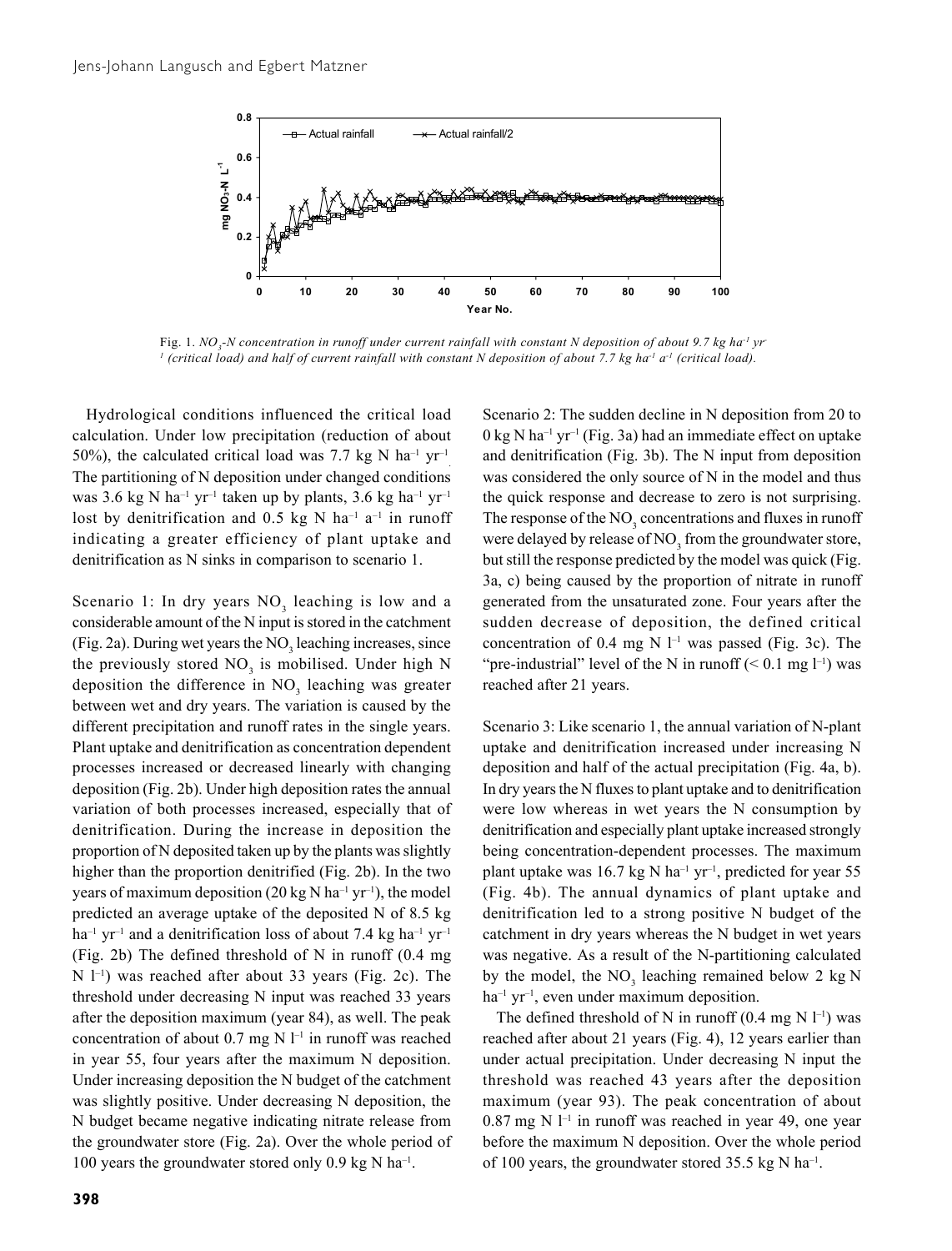Fig. 1. *$NO_3$-N concentration in runoff under current rainfall with constant N deposition of about 9.7 kg ha$^{-1}$ yr$^{-1}$ (critical load) and half of current rainfall with constant N deposition of about 7.7 kg ha$^{-1}$ a$^{-1}$ (critical load).*

Hydrological conditions influenced the critical load calculation. Under low precipitation (reduction of about 50%), the calculated critical load was 7.7 kg N ha$^{-1}$ yr$^{-1}$. The partitioning of N deposition under changed conditions was 3.6 kg N ha$^{-1}$ yr$^{-1}$ taken up by plants, 3.6 kg ha$^{-1}$ yr$^{-1}$ lost by denitrification and 0.5 kg N ha$^{-1}$ a$^{-1}$ in runoff indicating a greater efficiency of plant uptake and denitrification as N sinks in comparison to scenario 1.

Scenario 1: In dry years $NO_3$ leaching is low and a considerable amount of the N input is stored in the catchment (Fig. 2a). During wet years the $NO_3$ leaching increases, since the previously stored $NO_3$ is mobilised. Under high N deposition the difference in $NO_3$ leaching was greater between wet and dry years. The variation is caused by the different precipitation and runoff rates in the single years. Plant uptake and denitrification as concentration dependent processes increased or decreased linearly with changing deposition (Fig. 2b). Under high deposition rates the annual variation of both processes increased, especially that of denitrification. During the increase in deposition the proportion of N deposited taken up by the plants was slightly higher than the proportion denitrified (Fig. 2b). In the two years of maximum deposition (20 kg N ha$^{-1}$ yr$^{-1}$), the model predicted an average uptake of the deposited N of 8.5 kg ha$^{-1}$ yr$^{-1}$ and a denitrification loss of about 7.4 kg ha$^{-1}$ yr$^{-1}$ (Fig. 2b) The defined threshold of N in runoff (0.4 mg N l$^{-1}$) was reached after about 33 years (Fig. 2c). The threshold under decreasing N input was reached 33 years after the deposition maximum (year 84), as well. The peak concentration of about 0.7 mg N l$^{-1}$ in runoff was reached in year 55, four years after the maximum N deposition. Under increasing deposition the N budget of the catchment was slightly positive. Under decreasing N deposition, the N budget became negative indicating nitrate release from the groundwater store (Fig. 2a). Over the whole period of 100 years the groundwater stored only 0.9 kg N ha$^{-1}$.

Scenario 2: The sudden decline in N deposition from 20 to 0 kg N ha$^{-1}$ yr$^{-1}$ (Fig. 3a) had an immediate effect on uptake and denitrification (Fig. 3b). The N input from deposition was considered the only source of N in the model and thus the quick response and decrease to zero is not surprising. The response of the $NO_3$ concentrations and fluxes in runoff were delayed by release of $NO_3$ from the groundwater store, but still the response predicted by the model was quick (Fig. 3a, c) being caused by the proportion of nitrate in runoff generated from the unsaturated zone. Four years after the sudden decrease of deposition, the defined critical concentration of 0.4 mg N l$^{-1}$ was passed (Fig. 3c). The "pre-industrial" level of the N in runoff (< 0.1 mg l$^{-1}$) was reached after 21 years.

Scenario 3: Like scenario 1, the annual variation of N-plant uptake and denitrification increased under increasing N deposition and half of the actual precipitation (Fig. 4a, b). In dry years the N fluxes to plant uptake and to denitrification were low whereas in wet years the N consumption by denitrification and especially plant uptake increased strongly being concentration-dependent processes. The maximum plant uptake was 16.7 kg N ha$^{-1}$ yr$^{-1}$, predicted for year 55 (Fig. 4b). The annual dynamics of plant uptake and denitrification led to a strong positive N budget of the catchment in dry years whereas the N budget in wet years was negative. As a result of the N-partitioning calculated by the model, the $NO_3$ leaching remained below 2 kg N ha$^{-1}$ yr$^{-1}$, even under maximum deposition.

The defined threshold of N in runoff (0.4 mg N l$^{-1}$) was reached after about 21 years (Fig. 4), 12 years earlier than under actual precipitation. Under decreasing N input the threshold was reached 43 years after the deposition maximum (year 93). The peak concentration of about 0.87 mg N l$^{-1}$ in runoff was reached in year 49, one year before the maximum N deposition. Over the whole period of 100 years, the groundwater stored 35.5 kg N ha$^{-1}$.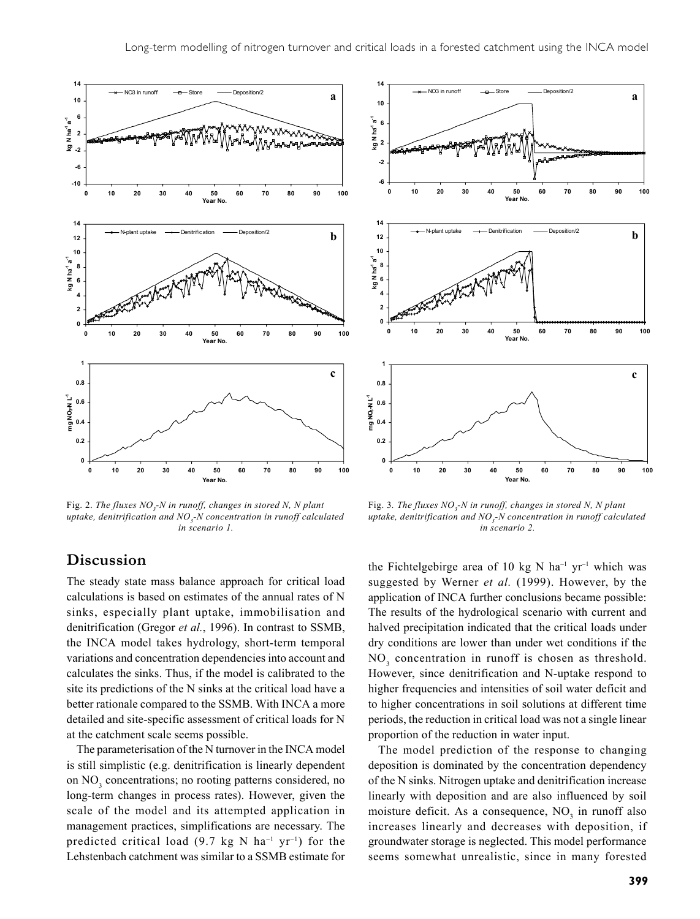Fig. 2. *The fluxes $NO_3$-N in runoff, changes in stored N, N plant uptake, denitrification and $NO_3$-N concentration in runoff calculated in scenario 1.*

Fig. 3. *The fluxes $NO_3$-N in runoff, changes in stored N, N plant uptake, denitrification and $NO_3$-N concentration in runoff calculated in scenario 2.*

## Discussion

The steady state mass balance approach for critical load calculations is based on estimates of the annual rates of N sinks, especially plant uptake, immobilisation and denitrification (Gregor *et al.*, 1996). In contrast to SSMB, the INCA model takes hydrology, short-term temporal variations and concentration dependencies into account and calculates the sinks. Thus, if the model is calibrated to the site its predictions of the N sinks at the critical load have a better rationale compared to the SSMB. With INCA a more detailed and site-specific assessment of critical loads for N at the catchment scale seems possible.

The parameterisation of the N turnover in the INCA model is still simplistic (e.g. denitrification is linearly dependent on $NO_3$ concentrations; no rooting patterns considered, no long-term changes in process rates). However, given the scale of the model and its attempted application in management practices, simplifications are necessary. The predicted critical load (9.7 kg N ha$^{-1}$ yr$^{-1}$) for the Lehstenbach catchment was similar to a SSMB estimate for the Fichtelgebirge area of 10 kg N ha$^{-1}$ yr$^{-1}$ which was suggested by Werner *et al.* (1999). However, by the application of INCA further conclusions became possible: The results of the hydrological scenario with current and halved precipitation indicated that the critical loads under dry conditions are lower than under wet conditions if the $NO_3$ concentration in runoff is chosen as threshold. However, since denitrification and N-uptake respond to higher frequencies and intensities of soil water deficit and to higher concentrations in soil solutions at different time periods, the reduction in critical load was not a single linear proportion of the reduction in water input.

The model prediction of the response to changing deposition is dominated by the concentration dependency of the N sinks. Nitrogen uptake and denitrification increase linearly with deposition and are also influenced by soil moisture deficit. As a consequence, $NO_3$ in runoff also increases linearly and decreases with deposition, if groundwater storage is neglected. This model performance seems somewhat unrealistic, since in many forested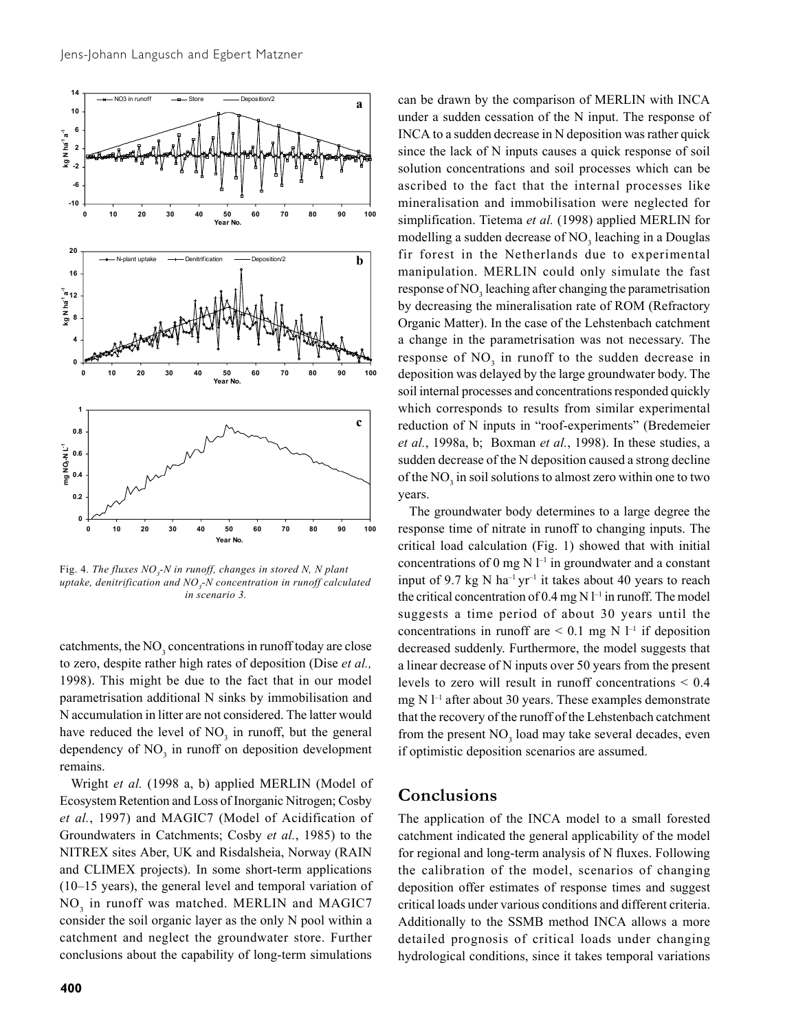Fig. 4. *The fluxes $NO_3$-N in runoff, changes in stored N, N plant uptake, denitrification and $NO_3$-N concentration in runoff calculated in scenario 3.*

catchments, the $NO_3$ concentrations in runoff today are close to zero, despite rather high rates of deposition (Dise *et al.,* 1998). This might be due to the fact that in our model parametrisation additional N sinks by immobilisation and N accumulation in litter are not considered. The latter would have reduced the level of $NO_3$ in runoff, but the general dependency of $NO_3$ in runoff on deposition development remains.

Wright *et al.* (1998 a, b) applied MERLIN (Model of Ecosystem Retention and Loss of Inorganic Nitrogen; Cosby *et al.*, 1997) and MAGIC7 (Model of Acidification of Groundwaters in Catchments; Cosby *et al.*, 1985) to the NITREX sites Aber, UK and Risdalsheia, Norway (RAIN and CLIMEX projects). In some short-term applications (10–15 years), the general level and temporal variation of $NO_3$ in runoff was matched. MERLIN and MAGIC7 consider the soil organic layer as the only N pool within a catchment and neglect the groundwater store. Further conclusions about the capability of long-term simulations can be drawn by the comparison of MERLIN with INCA under a sudden cessation of the N input. The response of INCA to a sudden decrease in N deposition was rather quick since the lack of N inputs causes a quick response of soil solution concentrations and soil processes which can be ascribed to the fact that the internal processes like mineralisation and immobilisation were neglected for simplification. Tietema *et al.* (1998) applied MERLIN for modelling a sudden decrease of $NO_3$ leaching in a Douglas fir forest in the Netherlands due to experimental manipulation. MERLIN could only simulate the fast response of $NO_3$ leaching after changing the parametrisation by decreasing the mineralisation rate of ROM (Refractory Organic Matter). In the case of the Lehstenbach catchment a change in the parametrisation was not necessary. The response of $NO_3$ in runoff to the sudden decrease in deposition was delayed by the large groundwater body. The soil internal processes and concentrations responded quickly which corresponds to results from similar experimental reduction of N inputs in "roof-experiments" (Bredemeier *et al.*, 1998a, b; Boxman *et al.*, 1998). In these studies, a sudden decrease of the N deposition caused a strong decline of the $NO_3$ in soil solutions to almost zero within one to two years.

The groundwater body determines to a large degree the response time of nitrate in runoff to changing inputs. The critical load calculation (Fig. 1) showed that with initial concentrations of 0 mg N $l^{-1}$ in groundwater and a constant input of 9.7 kg N $ha^{-1}$ $yr^{-1}$ it takes about 40 years to reach the critical concentration of 0.4 mg N $l^{-1}$ in runoff. The model suggests a time period of about 30 years until the concentrations in runoff are $< 0.1$ mg N $l^{-1}$ if deposition decreased suddenly. Furthermore, the model suggests that a linear decrease of N inputs over 50 years from the present levels to zero will result in runoff concentrations $< 0.4$ mg N $l^{-1}$ after about 30 years. These examples demonstrate that the recovery of the runoff of the Lehstenbach catchment from the present $NO_3$ load may take several decades, even if optimistic deposition scenarios are assumed.

## Conclusions

The application of the INCA model to a small forested catchment indicated the general applicability of the model for regional and long-term analysis of N fluxes. Following the calibration of the model, scenarios of changing deposition offer estimates of response times and suggest critical loads under various conditions and different criteria. Additionally to the SSMB method INCA allows a more detailed prognosis of critical loads under changing hydrological conditions, since it takes temporal variations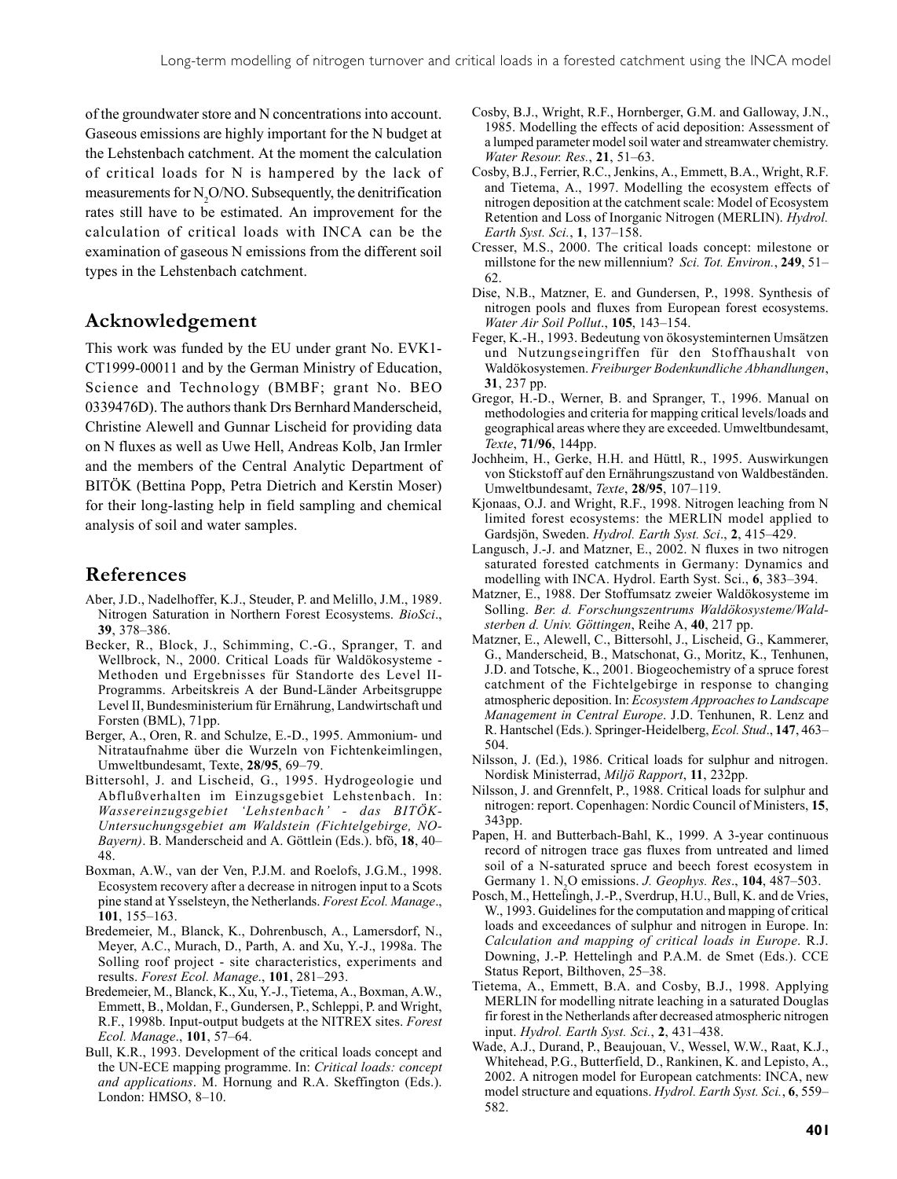of the groundwater store and N concentrations into account. Gaseous emissions are highly important for the N budget at the Lehstenbach catchment. At the moment the calculation of critical loads for N is hampered by the lack of measurements for $N_2O$/NO. Subsequently, the denitrification rates still have to be estimated. An improvement for the calculation of critical loads with INCA can be the examination of gaseous N emissions from the different soil types in the Lehstenbach catchment.

## Acknowledgement

This work was funded by the EU under grant No. EVK1-CT1999-00011 and by the German Ministry of Education, Science and Technology (BMBF; grant No. BEO 0339476D). The authors thank Drs Bernhard Manderscheid, Christine Alewell and Gunnar Lischeid for providing data on N fluxes as well as Uwe Hell, Andreas Kolb, Jan Irmler and the members of the Central Analytic Department of BITÖK (Bettina Popp, Petra Dietrich and Kerstin Moser) for their long-lasting help in field sampling and chemical analysis of soil and water samples.

## References

Aber, J.D., Nadelhoffer, K.J., Steuder, P. and Melillo, J.M., 1989. Nitrogen Saturation in Northern Forest Ecosystems. *BioSci*., **39**, 378–386.

Becker, R., Block, J., Schimming, C.-G., Spranger, T. and Wellbrock, N., 2000. Critical Loads für Waldökosysteme - Methoden und Ergebnisses für Standorte des Level II-Programms. Arbeitskreis A der Bund-Länder Arbeitsgruppe Level II, Bundesministerium für Ernährung, Landwirtschaft und Forsten (BML), 71pp.

Berger, A., Oren, R. and Schulze, E.-D., 1995. Ammonium- und Nitrataufnahme über die Wurzeln von Fichtenkeimlingen, Umweltbundesamt, Texte, **28/95**, 69–79.

Bittersohl, J. and Lischeid, G., 1995. Hydrogeologie und Abflußverhalten im Einzugsgebiet Lehstenbach. In: *Wassereinzugsgebiet 'Lehstenbach' - das BITÖK-Untersuchungsgebiet am Waldstein (Fichtelgebirge, NO-Bayern)*. B. Manderscheid and A. Göttlein (Eds.). bfö, **18**, 40–48.

Boxman, A.W., van der Ven, P.J.M. and Roelofs, J.G.M., 1998. Ecosystem recovery after a decrease in nitrogen input to a Scots pine stand at Ysselsteyn, the Netherlands. *Forest Ecol. Manage*., **101**, 155–163.

Bredemeier, M., Blanck, K., Dohrenbusch, A., Lamersdorf, N., Meyer, A.C., Murach, D., Parth, A. and Xu, Y.-J., 1998a. The Solling roof project - site characteristics, experiments and results. *Forest Ecol. Manage*., **101**, 281–293.

Bredemeier, M., Blanck, K., Xu, Y.-J., Tietema, A., Boxman, A.W., Emmett, B., Moldan, F., Gundersen, P., Schleppi, P. and Wright, R.F., 1998b. Input-output budgets at the NITREX sites. *Forest Ecol. Manage*., **101**, 57–64.

Bull, K.R., 1993. Development of the critical loads concept and the UN-ECE mapping programme. In: *Critical loads: concept and applications*. M. Hornung and R.A. Skeffington (Eds.). London: HMSO, 8–10.

Cosby, B.J., Wright, R.F., Hornberger, G.M. and Galloway, J.N., 1985. Modelling the effects of acid deposition: Assessment of a lumped parameter model soil water and streamwater chemistry. *Water Resour. Res.*, **21**, 51–63.

Cosby, B.J., Ferrier, R.C., Jenkins, A., Emmett, B.A., Wright, R.F. and Tietema, A., 1997. Modelling the ecosystem effects of nitrogen deposition at the catchment scale: Model of Ecosystem Retention and Loss of Inorganic Nitrogen (MERLIN). *Hydrol. Earth Syst. Sci.*, **1**, 137–158.

Cresser, M.S., 2000. The critical loads concept: milestone or millstone for the new millennium? *Sci. Tot. Environ.*, **249**, 51–62.

Dise, N.B., Matzner, E. and Gundersen, P., 1998. Synthesis of nitrogen pools and fluxes from European forest ecosystems. *Water Air Soil Pollut*., **105**, 143–154.

Feger, K.-H., 1993. Bedeutung von ökosysteminternen Umsätzen und Nutzungseingriffen für den Stoffhaushalt von Waldökosystemen. *Freiburger Bodenkundliche Abhandlungen*, **31**, 237 pp.

Gregor, H.-D., Werner, B. and Spranger, T., 1996. Manual on methodologies and criteria for mapping critical levels/loads and geographical areas where they are exceeded. Umweltbundesamt, *Texte*, **71/96**, 144pp.

Jochheim, H., Gerke, H.H. and Hüttl, R., 1995. Auswirkungen von Stickstoff auf den Ernährungszustand von Waldbeständen. Umweltbundesamt, *Texte*, **28/95**, 107–119.

Kjonaas, O.J. and Wright, R.F., 1998. Nitrogen leaching from N limited forest ecosystems: the MERLIN model applied to Gardsjön, Sweden. *Hydrol. Earth Syst. Sci*., **2**, 415–429.

Langusch, J.-J. and Matzner, E., 2002. N fluxes in two nitrogen saturated forested catchments in Germany: Dynamics and modelling with INCA. Hydrol. Earth Syst. Sci., **6**, 383–394.

Matzner, E., 1988. Der Stoffumsatz zweier Waldökosysteme im Solling. *Ber. d. Forschungszentrums Waldökosysteme/Waldsterben d. Univ. Göttingen*, Reihe A, **40**, 217 pp.

Matzner, E., Alewell, C., Bittersohl, J., Lischeid, G., Kammerer, G., Manderscheid, B., Matschonat, G., Moritz, K., Tenhunen, J.D. and Totsche, K., 2001. Biogeochemistry of a spruce forest catchment of the Fichtelgebirge in response to changing atmospheric deposition. In: *Ecosystem Approaches to Landscape Management in Central Europe*. J.D. Tenhunen, R. Lenz and R. Hantschel (Eds.). Springer-Heidelberg, *Ecol. Stud*., **147**, 463–504.

Nilsson, J. (Ed.), 1986. Critical loads for sulphur and nitrogen. Nordisk Ministerrad, *Miljö Rapport*, **11**, 232pp.

Nilsson, J. and Grennfelt, P., 1988. Critical loads for sulphur and nitrogen: report. Copenhagen: Nordic Council of Ministers, **15**, 343pp.

Papen, H. and Butterbach-Bahl, K., 1999. A 3-year continuous record of nitrogen trace gas fluxes from untreated and limed soil of a N-saturated spruce and beech forest ecosystem in Germany 1. $N_2O$ emissions. *J. Geophys. Res*., **104**, 487–503.

Posch, M., Hettelingh, J.-P., Sverdrup, H.U., Bull, K. and de Vries, W., 1993. Guidelines for the computation and mapping of critical loads and exceedances of sulphur and nitrogen in Europe. In: *Calculation and mapping of critical loads in Europe*. R.J. Downing, J.-P. Hettelingh and P.A.M. de Smet (Eds.). CCE Status Report, Bilthoven, 25–38.

Tietema, A., Emmett, B.A. and Cosby, B.J., 1998. Applying MERLIN for modelling nitrate leaching in a saturated Douglas fir forest in the Netherlands after decreased atmospheric nitrogen input. *Hydrol. Earth Syst. Sci.*, **2**, 431–438.

Wade, A.J., Durand, P., Beaujouan, V., Wessel, W.W., Raat, K.J., Whitehead, P.G., Butterfield, D., Rankinen, K. and Lepisto, A., 2002. A nitrogen model for European catchments: INCA, new model structure and equations. *Hydrol. Earth Syst. Sci.*, **6**, 559–582.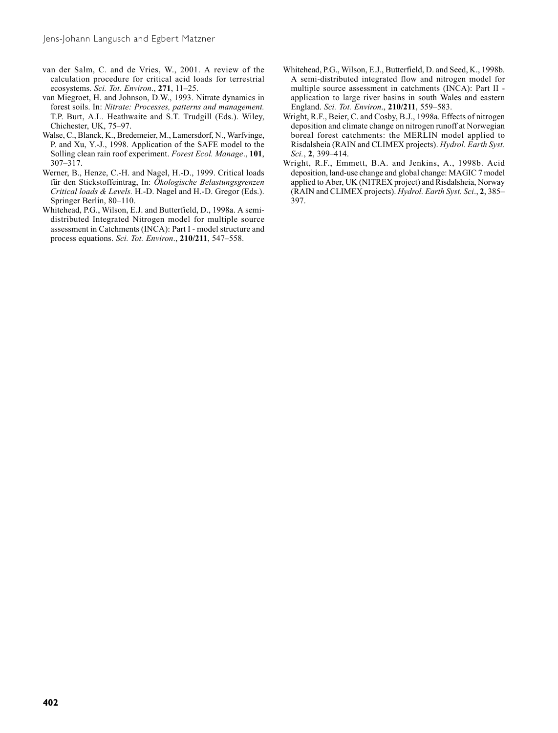van der Salm, C. and de Vries, W., 2001. A review of the calculation procedure for critical acid loads for terrestrial ecosystems. *Sci. Tot. Environ*., **271**, 11–25.

van Miegroet, H. and Johnson, D.W., 1993. Nitrate dynamics in forest soils. In: *Nitrate: Processes, patterns and management.* T.P. Burt, A.L. Heathwaite and S.T. Trudgill (Eds.). Wiley, Chichester, UK, 75–97.

Walse, C., Blanck, K., Bredemeier, M., Lamersdorf, N., Warfvinge, P. and Xu, Y.-J., 1998. Application of the SAFE model to the Solling clean rain roof experiment. *Forest Ecol. Manage*., **101**, 307–317.

Werner, B., Henze, C.-H. and Nagel, H.-D., 1999. Critical loads für den Stickstoffeintrag, In: *Ökologische Belastungsgrenzen Critical loads & Levels.* H.-D. Nagel and H.-D. Gregor (Eds.). Springer Berlin, 80–110.

Whitehead, P.G., Wilson, E.J. and Butterfield, D., 1998a. A semi-distributed Integrated Nitrogen model for multiple source assessment in Catchments (INCA): Part I - model structure and process equations. *Sci. Tot. Environ*., **210/211**, 547–558.

Whitehead, P.G., Wilson, E.J., Butterfield, D. and Seed, K., 1998b. A semi-distributed integrated flow and nitrogen model for multiple source assessment in catchments (INCA): Part II - application to large river basins in south Wales and eastern England. *Sci. Tot. Environ*., **210/211**, 559–583.

Wright, R.F., Beier, C. and Cosby, B.J., 1998a. Effects of nitrogen deposition and climate change on nitrogen runoff at Norwegian boreal forest catchments: the MERLIN model applied to Risdalsheia (RAIN and CLIMEX projects). *Hydrol. Earth Syst. Sci.*, **2**, 399–414.

Wright, R.F., Emmett, B.A. and Jenkins, A., 1998b. Acid deposition, land-use change and global change: MAGIC 7 model applied to Aber, UK (NITREX project) and Risdalsheia, Norway (RAIN and CLIMEX projects). *Hydrol. Earth Syst. Sci*., **2**, 385–397.